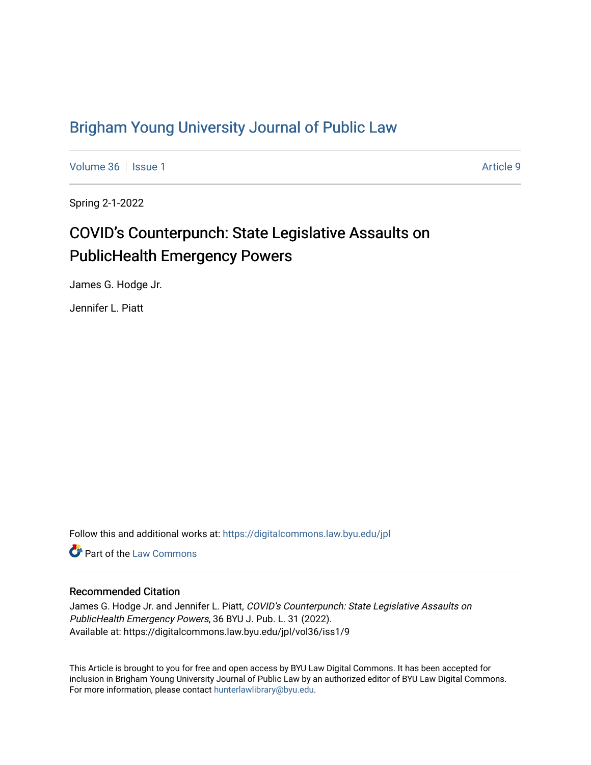# Brigham Young University Journal of Public Law

Volume 36 | Issue 1 | Article 9

Spring 2-1-2022

## COVID's Counterpunch: State Legislative Assaults on PublicHealth Emergency Powers

James G. Hodge Jr.

Jennifer L. Piatt

Follow this and additional works at: https://digitalcommons.law.byu.edu/jpl

Part of the Law Commons

### Recommended Citation

James G. Hodge Jr. and Jennifer L. Piatt, *COVID's Counterpunch: State Legislative Assaults on PublicHealth Emergency Powers*, 36 BYU J. Pub. L. 31 (2022).
Available at: https://digitalcommons.law.byu.edu/jpl/vol36/iss1/9

This Article is brought to you for free and open access by BYU Law Digital Commons. It has been accepted for inclusion in Brigham Young University Journal of Public Law by an authorized editor of BYU Law Digital Commons. For more information, please contact hunterlawlibrary@byu.edu.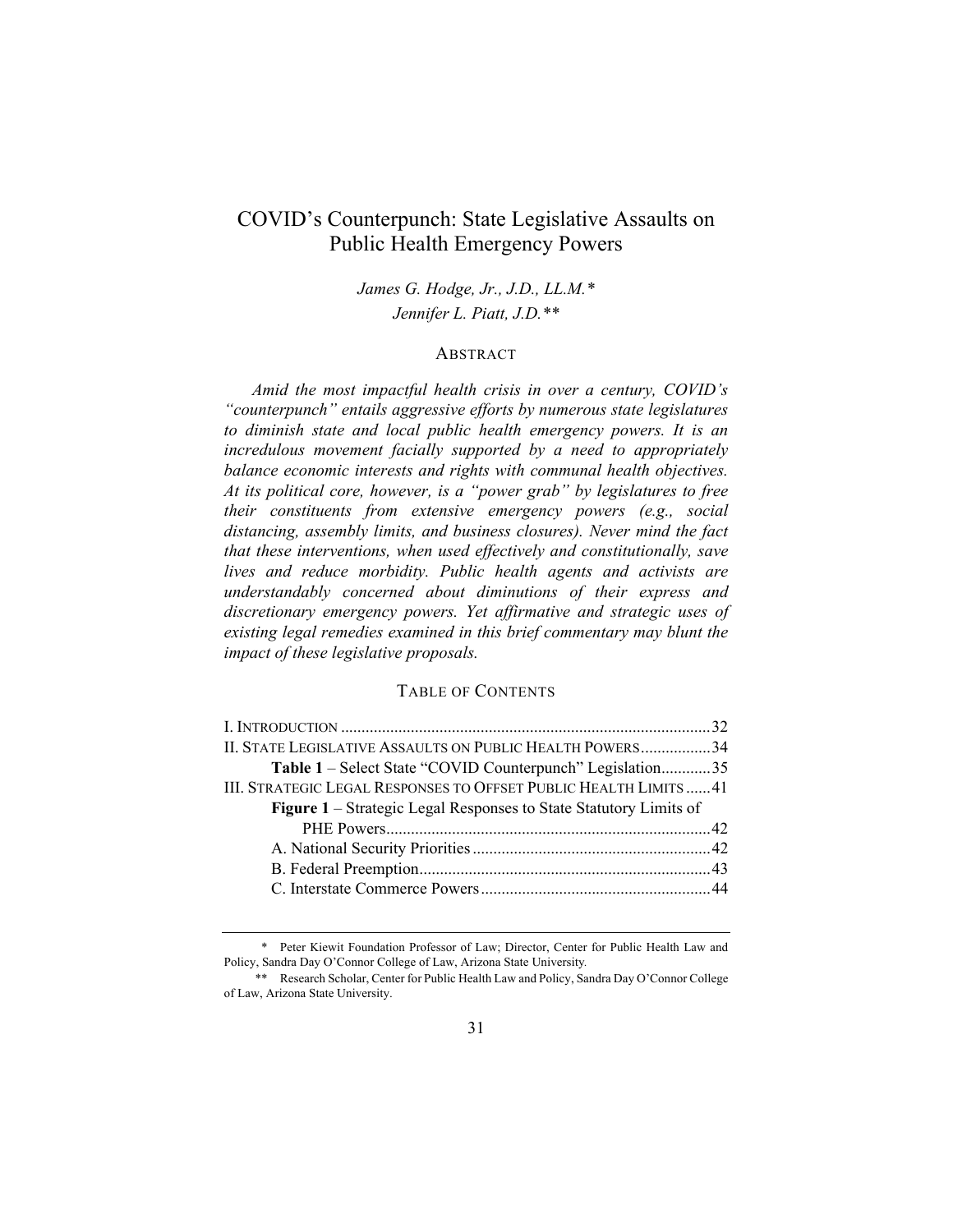# COVID's Counterpunch: State Legislative Assaults on Public Health Emergency Powers

*James G. Hodge, Jr., J.D., LL.M.**

*Jennifer L. Piatt, J.D.***

## ABSTRACT

*Amid the most impactful health crisis in over a century, COVID's "counterpunch" entails aggressive efforts by numerous state legislatures to diminish state and local public health emergency powers. It is an incredulous movement facially supported by a need to appropriately balance economic interests and rights with communal health objectives. At its political core, however, is a "power grab" by legislatures to free their constituents from extensive emergency powers (e.g., social distancing, assembly limits, and business closures). Never mind the fact that these interventions, when used effectively and constitutionally, save lives and reduce morbidity. Public health agents and activists are understandably concerned about diminutions of their express and discretionary emergency powers. Yet affirmative and strategic uses of existing legal remedies examined in this brief commentary may blunt the impact of these legislative proposals.*

## TABLE OF CONTENTS

I. INTRODUCTION ........................................................................................ 32
II. STATE LEGISLATIVE ASSAULTS ON PUBLIC HEALTH POWERS ................. 34
  **Table 1** – Select State "COVID Counterpunch" Legislation ............ 35
III. STRATEGIC LEGAL RESPONSES TO OFFSET PUBLIC HEALTH LIMITS ...... 41
  **Figure 1** – Strategic Legal Responses to State Statutory Limits of PHE Powers .............................................................................. 42
  A. National Security Priorities ......................................................... 42
  B. Federal Preemption ...................................................................... 43
  C. Interstate Commerce Powers ....................................................... 44

---

\* Peter Kiewit Foundation Professor of Law; Director, Center for Public Health Law and Policy, Sandra Day O'Connor College of Law, Arizona State University.

\*\* Research Scholar, Center for Public Health Law and Policy, Sandra Day O'Connor College of Law, Arizona State University.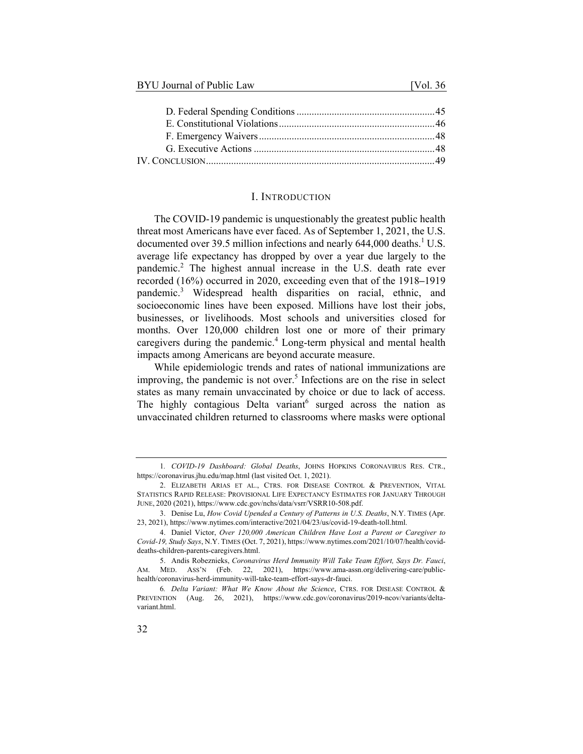D. Federal Spending Conditions ....................................................... 45
E. Constitutional Violations ............................................................. 46
F. Emergency Waivers ..................................................................... 48
G. Executive Actions ....................................................................... 48
IV. CONCLUSION .......................................................................................... 49

# I. INTRODUCTION

The COVID-19 pandemic is unquestionably the greatest public health threat most Americans have ever faced. As of September 1, 2021, the U.S. documented over 39.5 million infections and nearly 644,000 deaths.[1] U.S. average life expectancy has dropped by over a year due largely to the pandemic.[2] The highest annual increase in the U.S. death rate ever recorded (16%) occurred in 2020, exceeding even that of the 1918–1919 pandemic.[3] Widespread health disparities on racial, ethnic, and socioeconomic lines have been exposed. Millions have lost their jobs, businesses, or livelihoods. Most schools and universities closed for months. Over 120,000 children lost one or more of their primary caregivers during the pandemic.[4] Long-term physical and mental health impacts among Americans are beyond accurate measure.

While epidemiologic trends and rates of national immunizations are improving, the pandemic is not over.[5] Infections are on the rise in select states as many remain unvaccinated by choice or due to lack of access. The highly contagious Delta variant[6] surged across the nation as unvaccinated children returned to classrooms where masks were optional

---

1. *COVID-19 Dashboard: Global Deaths*, JOHNS HOPKINS CORONAVIRUS RES. CTR., https://coronavirus.jhu.edu/map.html (last visited Oct. 1, 2021).

2. ELIZABETH ARIAS ET AL., CTRS. FOR DISEASE CONTROL & PREVENTION, VITAL STATISTICS RAPID RELEASE: PROVISIONAL LIFE EXPECTANCY ESTIMATES FOR JANUARY THROUGH JUNE, 2020 (2021), https://www.cdc.gov/nchs/data/vsrr/VSRR10-508.pdf.

3. Denise Lu, *How Covid Upended a Century of Patterns in U.S. Deaths*, N.Y. TIMES (Apr. 23, 2021), https://www.nytimes.com/interactive/2021/04/23/us/covid-19-death-toll.html.

4. Daniel Victor, *Over 120,000 American Children Have Lost a Parent or Caregiver to Covid-19, Study Says*, N.Y. TIMES (Oct. 7, 2021), https://www.nytimes.com/2021/10/07/health/covid-deaths-children-parents-caregivers.html.

5. Andis Robeznieks, *Coronavirus Herd Immunity Will Take Team Effort, Says Dr. Fauci*, AM. MED. ASS'N (Feb. 22, 2021), https://www.ama-assn.org/delivering-care/public-health/coronavirus-herd-immunity-will-take-team-effort-says-dr-fauci.

6. *Delta Variant: What We Know About the Science*, CTRS. FOR DISEASE CONTROL & PREVENTION (Aug. 26, 2021), https://www.cdc.gov/coronavirus/2019-ncov/variants/delta-variant.html.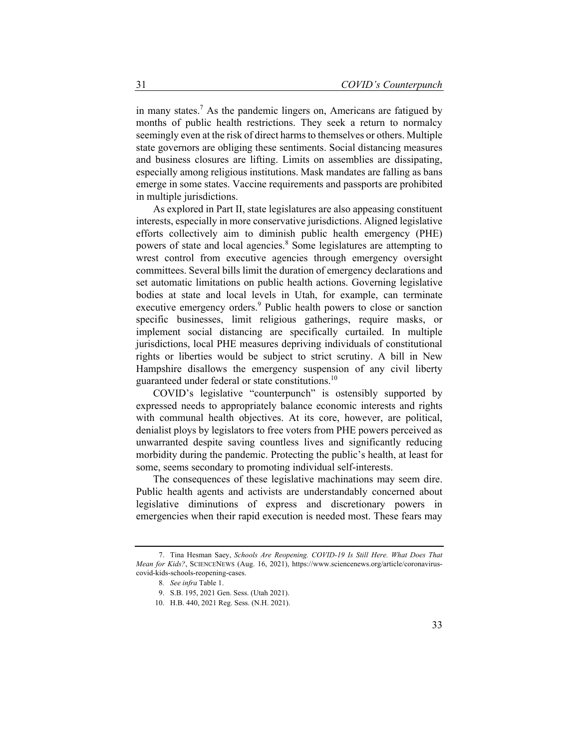in many states.[7] As the pandemic lingers on, Americans are fatigued by months of public health restrictions. They seek a return to normalcy seemingly even at the risk of direct harms to themselves or others. Multiple state governors are obliging these sentiments. Social distancing measures and business closures are lifting. Limits on assemblies are dissipating, especially among religious institutions. Mask mandates are falling as bans emerge in some states. Vaccine requirements and passports are prohibited in multiple jurisdictions.

As explored in Part II, state legislatures are also appeasing constituent interests, especially in more conservative jurisdictions. Aligned legislative efforts collectively aim to diminish public health emergency (PHE) powers of state and local agencies.[8] Some legislatures are attempting to wrest control from executive agencies through emergency oversight committees. Several bills limit the duration of emergency declarations and set automatic limitations on public health actions. Governing legislative bodies at state and local levels in Utah, for example, can terminate executive emergency orders.[9] Public health powers to close or sanction specific businesses, limit religious gatherings, require masks, or implement social distancing are specifically curtailed. In multiple jurisdictions, local PHE measures depriving individuals of constitutional rights or liberties would be subject to strict scrutiny. A bill in New Hampshire disallows the emergency suspension of any civil liberty guaranteed under federal or state constitutions.[10]

COVID's legislative "counterpunch" is ostensibly supported by expressed needs to appropriately balance economic interests and rights with communal health objectives. At its core, however, are political, denialist ploys by legislators to free voters from PHE powers perceived as unwarranted despite saving countless lives and significantly reducing morbidity during the pandemic. Protecting the public's health, at least for some, seems secondary to promoting individual self-interests.

The consequences of these legislative machinations may seem dire. Public health agents and activists are understandably concerned about legislative diminutions of express and discretionary powers in emergencies when their rapid execution is needed most. These fears may

---

7. Tina Hesman Saey, *Schools Are Reopening. COVID-19 Is Still Here. What Does That Mean for Kids?*, SCIENCENEWS (Aug. 16, 2021), https://www.sciencenews.org/article/coronavirus-covid-kids-schools-reopening-cases.

8. *See infra* Table 1.

9. S.B. 195, 2021 Gen. Sess. (Utah 2021).

10. H.B. 440, 2021 Reg. Sess. (N.H. 2021).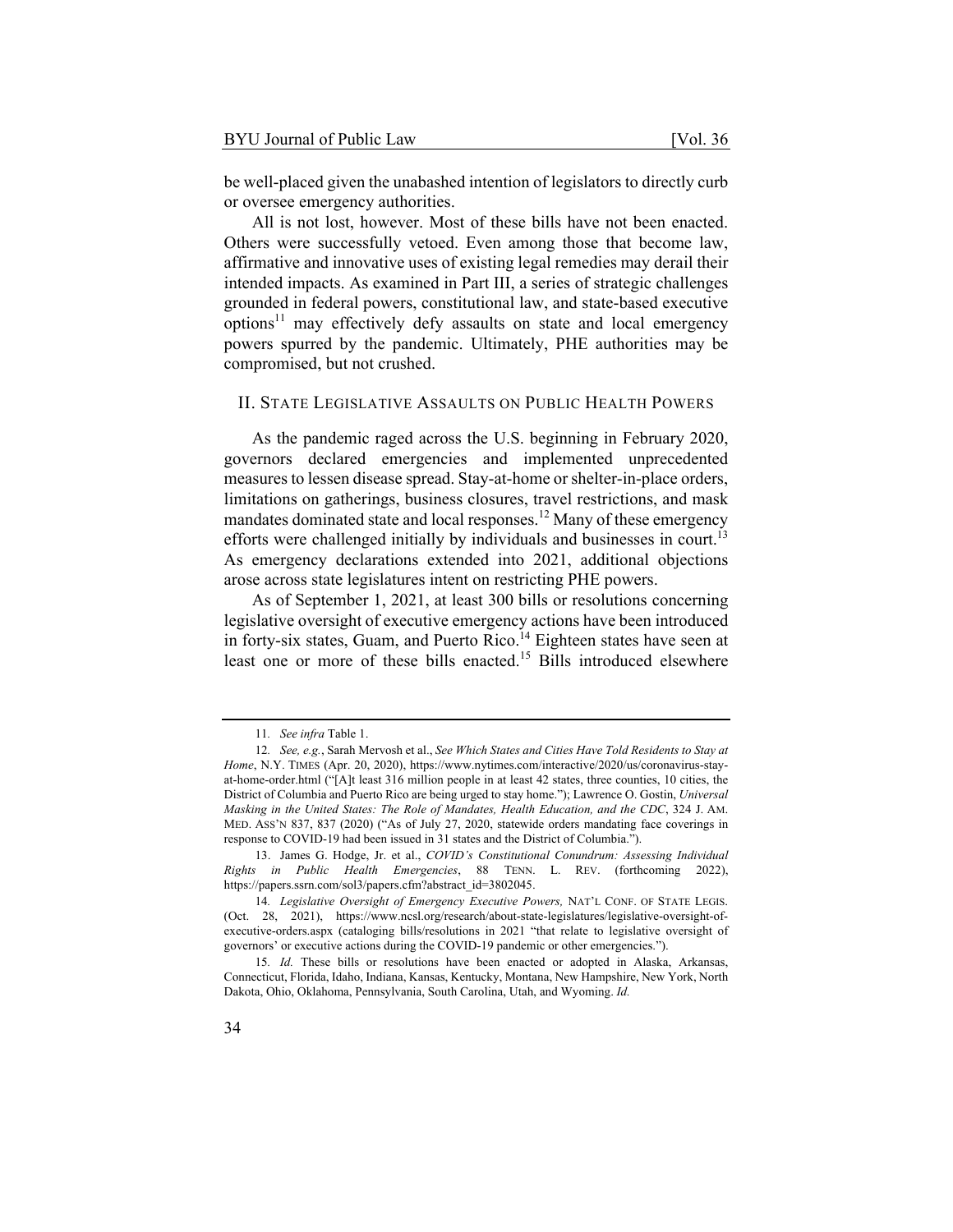be well-placed given the unabashed intention of legislators to directly curb or oversee emergency authorities.

All is not lost, however. Most of these bills have not been enacted. Others were successfully vetoed. Even among those that become law, affirmative and innovative uses of existing legal remedies may derail their intended impacts. As examined in Part III, a series of strategic challenges grounded in federal powers, constitutional law, and state-based executive options[11] may effectively defy assaults on state and local emergency powers spurred by the pandemic. Ultimately, PHE authorities may be compromised, but not crushed.

## II. STATE LEGISLATIVE ASSAULTS ON PUBLIC HEALTH POWERS

As the pandemic raged across the U.S. beginning in February 2020, governors declared emergencies and implemented unprecedented measures to lessen disease spread. Stay-at-home or shelter-in-place orders, limitations on gatherings, business closures, travel restrictions, and mask mandates dominated state and local responses.[12] Many of these emergency efforts were challenged initially by individuals and businesses in court.[13] As emergency declarations extended into 2021, additional objections arose across state legislatures intent on restricting PHE powers.

As of September 1, 2021, at least 300 bills or resolutions concerning legislative oversight of executive emergency actions have been introduced in forty-six states, Guam, and Puerto Rico.[14] Eighteen states have seen at least one or more of these bills enacted.[15] Bills introduced elsewhere

---

11. *See infra* Table 1.

12. *See, e.g.*, Sarah Mervosh et al., *See Which States and Cities Have Told Residents to Stay at Home*, N.Y. TIMES (Apr. 20, 2020), https://www.nytimes.com/interactive/2020/us/coronavirus-stay-at-home-order.html ("[A]t least 316 million people in at least 42 states, three counties, 10 cities, the District of Columbia and Puerto Rico are being urged to stay home."); Lawrence O. Gostin, *Universal Masking in the United States: The Role of Mandates, Health Education, and the CDC*, 324 J. AM. MED. ASS'N 837, 837 (2020) ("As of July 27, 2020, statewide orders mandating face coverings in response to COVID-19 had been issued in 31 states and the District of Columbia.").

13. James G. Hodge, Jr. et al., *COVID's Constitutional Conundrum: Assessing Individual Rights in Public Health Emergencies*, 88 TENN. L. REV. (forthcoming 2022), https://papers.ssrn.com/sol3/papers.cfm?abstract_id=3802045.

14. *Legislative Oversight of Emergency Executive Powers,* NAT'L CONF. OF STATE LEGIS. (Oct. 28, 2021), https://www.ncsl.org/research/about-state-legislatures/legislative-oversight-of-executive-orders.aspx (cataloging bills/resolutions in 2021 "that relate to legislative oversight of governors' or executive actions during the COVID-19 pandemic or other emergencies.").

15. *Id.* These bills or resolutions have been enacted or adopted in Alaska, Arkansas, Connecticut, Florida, Idaho, Indiana, Kansas, Kentucky, Montana, New Hampshire, New York, North Dakota, Ohio, Oklahoma, Pennsylvania, South Carolina, Utah, and Wyoming. *Id.*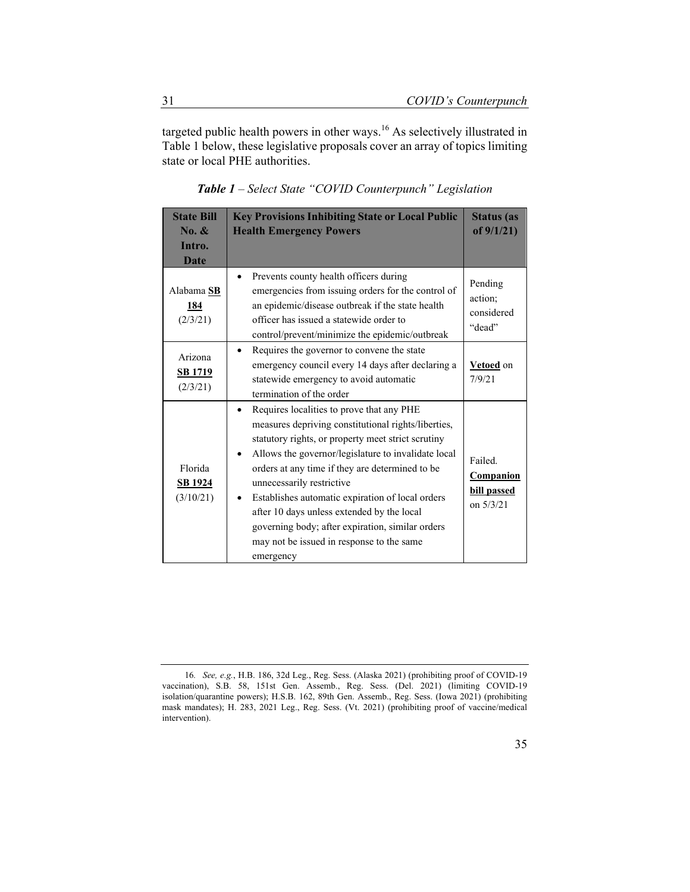targeted public health powers in other ways.[16] As selectively illustrated in Table 1 below, these legislative proposals cover an array of topics limiting state or local PHE authorities.

***Table 1** – Select State "COVID Counterpunch" Legislation*

| State Bill No. & Intro. Date | Key Provisions Inhibiting State or Local Public Health Emergency Powers | Status (as of 9/1/21) |
|---|---|---|
| Alabama **SB 184** (2/3/21) | • Prevents county health officers during emergencies from issuing orders for the control of an epidemic/disease outbreak if the state health officer has issued a statewide order to control/prevent/minimize the epidemic/outbreak | Pending action; considered "dead" |
| Arizona **SB 1719** (2/3/21) | • Requires the governor to convene the state emergency council every 14 days after declaring a statewide emergency to avoid automatic termination of the order | **Vetoed** on 7/9/21 |
| Florida **SB 1924** (3/10/21) | • Requires localities to prove that any PHE measures depriving constitutional rights/liberties, statutory rights, or property meet strict scrutiny<br>• Allows the governor/legislature to invalidate local orders at any time if they are determined to be unnecessarily restrictive<br>• Establishes automatic expiration of local orders after 10 days unless extended by the local governing body; after expiration, similar orders may not be issued in response to the same emergency | Failed. **Companion bill passed** on 5/3/21 |

16. *See, e.g.*, H.B. 186, 32d Leg., Reg. Sess. (Alaska 2021) (prohibiting proof of COVID-19 vaccination), S.B. 58, 151st Gen. Assemb., Reg. Sess. (Del. 2021) (limiting COVID-19 isolation/quarantine powers); H.S.B. 162, 89th Gen. Assemb., Reg. Sess. (Iowa 2021) (prohibiting mask mandates); H. 283, 2021 Leg., Reg. Sess. (Vt. 2021) (prohibiting proof of vaccine/medical intervention).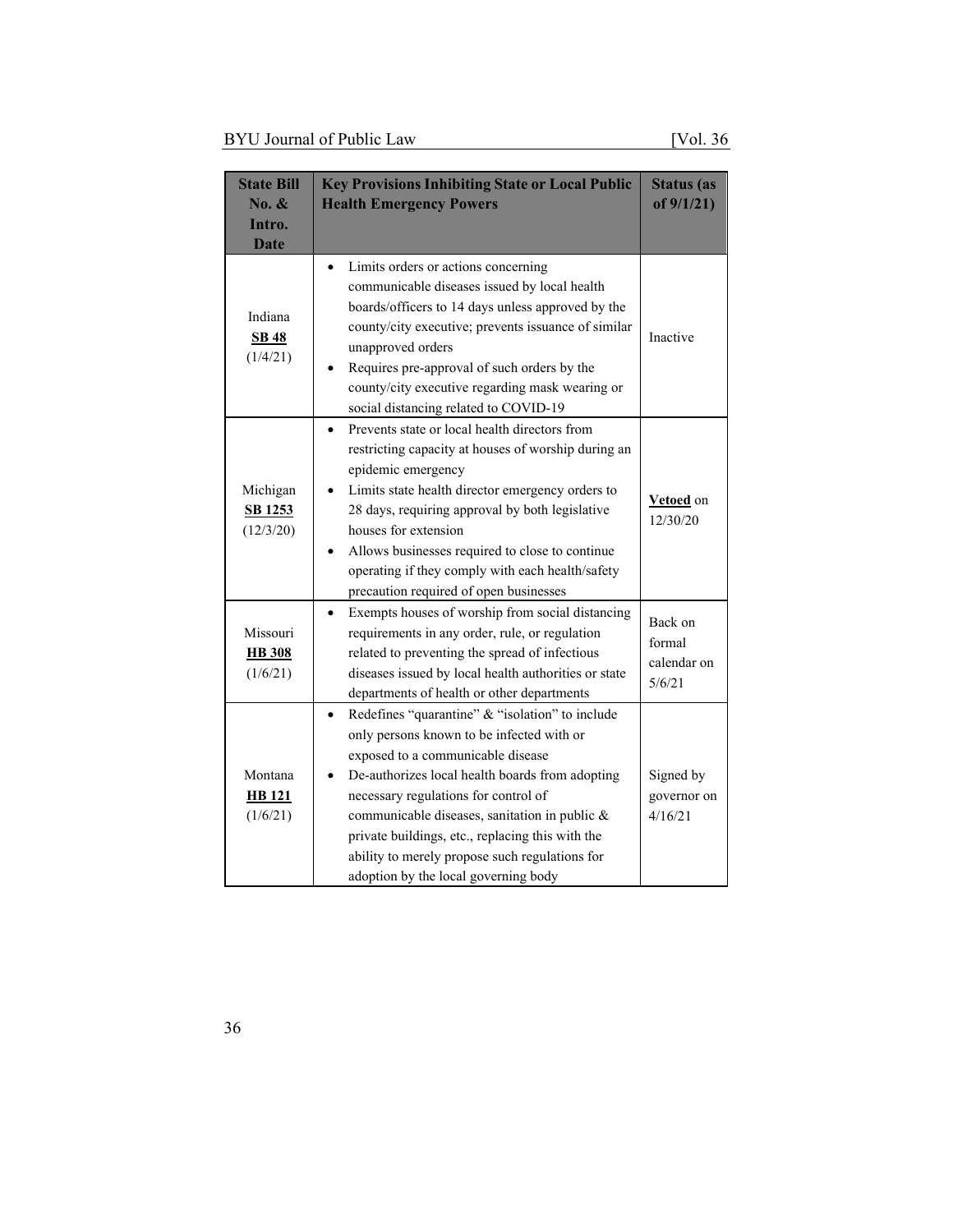| State Bill No. & Intro. Date | Key Provisions Inhibiting State or Local Public Health Emergency Powers | Status (as of 9/1/21) |
| --- | --- | --- |
| Indiana **SB 48** (1/4/21) | • Limits orders or actions concerning communicable diseases issued by local health boards/officers to 14 days unless approved by the county/city executive; prevents issuance of similar unapproved orders<br>• Requires pre-approval of such orders by the county/city executive regarding mask wearing or social distancing related to COVID-19 | Inactive |
| Michigan **SB 1253** (12/3/20) | • Prevents state or local health directors from restricting capacity at houses of worship during an epidemic emergency<br>• Limits state health director emergency orders to 28 days, requiring approval by both legislative houses for extension<br>• Allows businesses required to close to continue operating if they comply with each health/safety precaution required of open businesses | **Vetoed** on 12/30/20 |
| Missouri **HB 308** (1/6/21) | • Exempts houses of worship from social distancing requirements in any order, rule, or regulation related to preventing the spread of infectious diseases issued by local health authorities or state departments of health or other departments | Back on formal calendar on 5/6/21 |
| Montana **HB 121** (1/6/21) | • Redefines "quarantine" & "isolation" to include only persons known to be infected with or exposed to a communicable disease<br>• De-authorizes local health boards from adopting necessary regulations for control of communicable diseases, sanitation in public & private buildings, etc., replacing this with the ability to merely propose such regulations for adoption by the local governing body | Signed by governor on 4/16/21 |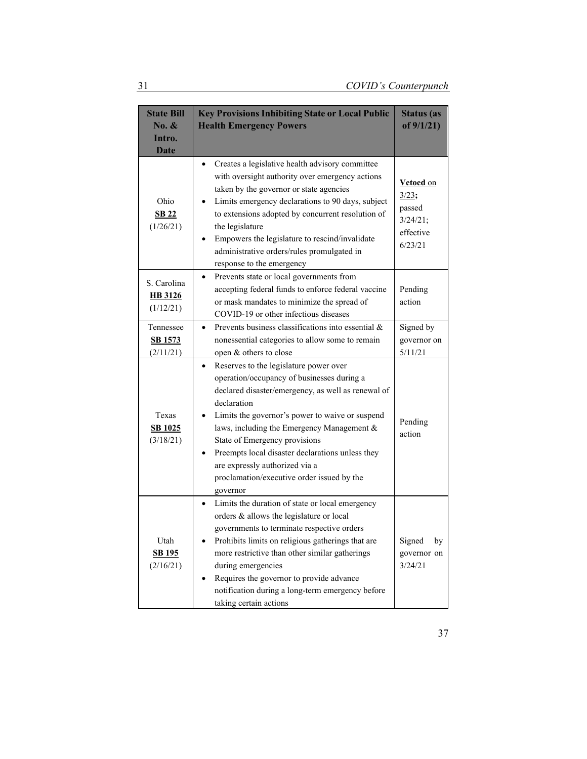| State Bill No. & Intro. Date | Key Provisions Inhibiting State or Local Public Health Emergency Powers | Status (as of 9/1/21) |
| --- | --- | --- |
| Ohio **SB 22** (1/26/21) | • Creates a legislative health advisory committee with oversight authority over emergency actions taken by the governor or state agencies<br>• Limits emergency declarations to 90 days, subject to extensions adopted by concurrent resolution of the legislature<br>• Empowers the legislature to rescind/invalidate administrative orders/rules promulgated in response to the emergency | **Vetoed** on 3/23; passed 3/24/21; effective 6/23/21 |
| S. Carolina **HB 3126** (1/12/21) | • Prevents state or local governments from accepting federal funds to enforce federal vaccine or mask mandates to minimize the spread of COVID-19 or other infectious diseases | Pending action |
| Tennessee **SB 1573** (2/11/21) | • Prevents business classifications into essential & nonessential categories to allow some to remain open & others to close | Signed by governor on 5/11/21 |
| Texas **SB 1025** (3/18/21) | • Reserves to the legislature power over operation/occupancy of businesses during a declared disaster/emergency, as well as renewal of declaration<br>• Limits the governor's power to waive or suspend laws, including the Emergency Management & State of Emergency provisions<br>• Preempts local disaster declarations unless they are expressly authorized via a proclamation/executive order issued by the governor | Pending action |
| Utah **SB 195** (2/16/21) | • Limits the duration of state or local emergency orders & allows the legislature or local governments to terminate respective orders<br>• Prohibits limits on religious gatherings that are more restrictive than other similar gatherings during emergencies<br>• Requires the governor to provide advance notification during a long-term emergency before taking certain actions | Signed by governor on 3/24/21 |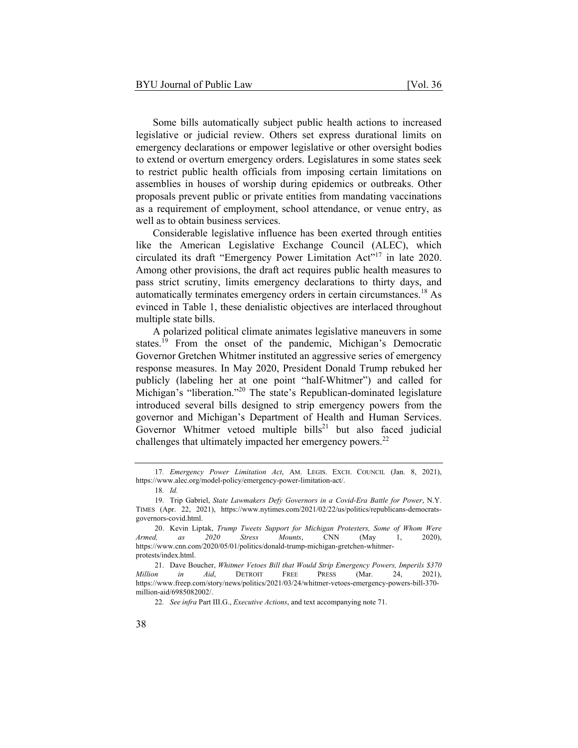Some bills automatically subject public health actions to increased legislative or judicial review. Others set express durational limits on emergency declarations or empower legislative or other oversight bodies to extend or overturn emergency orders. Legislatures in some states seek to restrict public health officials from imposing certain limitations on assemblies in houses of worship during epidemics or outbreaks. Other proposals prevent public or private entities from mandating vaccinations as a requirement of employment, school attendance, or venue entry, as well as to obtain business services.

Considerable legislative influence has been exerted through entities like the American Legislative Exchange Council (ALEC), which circulated its draft "Emergency Power Limitation Act"[17] in late 2020. Among other provisions, the draft act requires public health measures to pass strict scrutiny, limits emergency declarations to thirty days, and automatically terminates emergency orders in certain circumstances.[18] As evinced in Table 1, these denialistic objectives are interlaced throughout multiple state bills.

A polarized political climate animates legislative maneuvers in some states.[19] From the onset of the pandemic, Michigan's Democratic Governor Gretchen Whitmer instituted an aggressive series of emergency response measures. In May 2020, President Donald Trump rebuked her publicly (labeling her at one point "half-Whitmer") and called for Michigan's "liberation."[20] The state's Republican-dominated legislature introduced several bills designed to strip emergency powers from the governor and Michigan's Department of Health and Human Services. Governor Whitmer vetoed multiple bills[21] but also faced judicial challenges that ultimately impacted her emergency powers.[22]

---

17. *Emergency Power Limitation Act*, AM. LEGIS. EXCH. COUNCIL (Jan. 8, 2021), https://www.alec.org/model-policy/emergency-power-limitation-act/.

18. *Id.*

19. Trip Gabriel, *State Lawmakers Defy Governors in a Covid-Era Battle for Power*, N.Y. TIMES (Apr. 22, 2021), https://www.nytimes.com/2021/02/22/us/politics/republicans-democrats-governors-covid.html.

20. Kevin Liptak, *Trump Tweets Support for Michigan Protesters, Some of Whom Were Armed, as 2020 Stress Mounts*, CNN (May 1, 2020), https://www.cnn.com/2020/05/01/politics/donald-trump-michigan-gretchen-whitmer-protests/index.html.

21. Dave Boucher, *Whitmer Vetoes Bill that Would Strip Emergency Powers, Imperils $370 Million in Aid*, DETROIT FREE PRESS (Mar. 24, 2021), https://www.freep.com/story/news/politics/2021/03/24/whitmer-vetoes-emergency-powers-bill-370-million-aid/6985082002/.

22. *See infra* Part III.G., *Executive Actions*, and text accompanying note 71.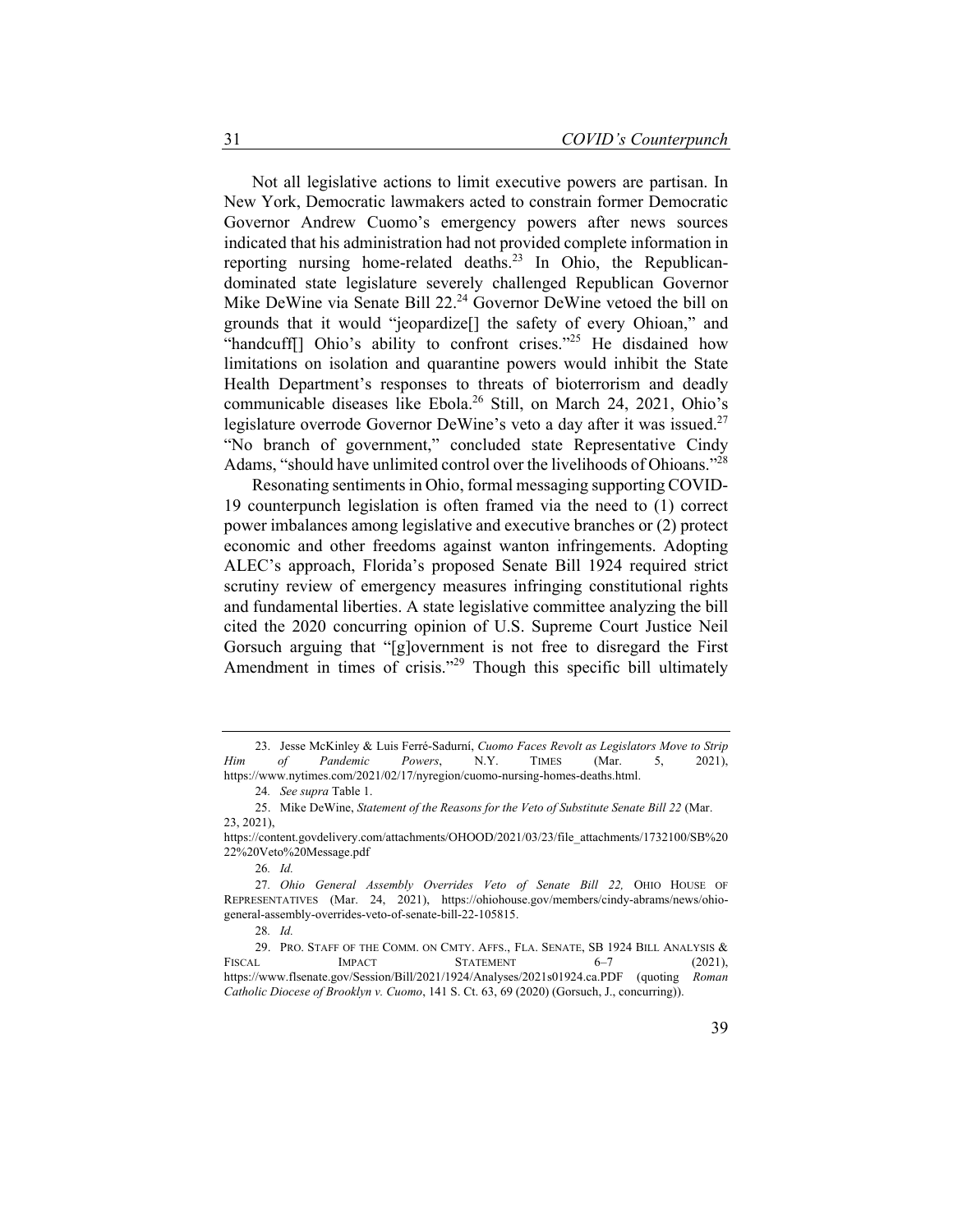Not all legislative actions to limit executive powers are partisan. In New York, Democratic lawmakers acted to constrain former Democratic Governor Andrew Cuomo's emergency powers after news sources indicated that his administration had not provided complete information in reporting nursing home-related deaths.[23] In Ohio, the Republican-dominated state legislature severely challenged Republican Governor Mike DeWine via Senate Bill 22.[24] Governor DeWine vetoed the bill on grounds that it would "jeopardize[] the safety of every Ohioan," and "handcuff[] Ohio's ability to confront crises."[25] He disdained how limitations on isolation and quarantine powers would inhibit the State Health Department's responses to threats of bioterrorism and deadly communicable diseases like Ebola.[26] Still, on March 24, 2021, Ohio's legislature overrode Governor DeWine's veto a day after it was issued.[27] "No branch of government," concluded state Representative Cindy Adams, "should have unlimited control over the livelihoods of Ohioans."[28]

Resonating sentiments in Ohio, formal messaging supporting COVID-19 counterpunch legislation is often framed via the need to (1) correct power imbalances among legislative and executive branches or (2) protect economic and other freedoms against wanton infringements. Adopting ALEC's approach, Florida's proposed Senate Bill 1924 required strict scrutiny review of emergency measures infringing constitutional rights and fundamental liberties. A state legislative committee analyzing the bill cited the 2020 concurring opinion of U.S. Supreme Court Justice Neil Gorsuch arguing that "[g]overnment is not free to disregard the First Amendment in times of crisis."[29] Though this specific bill ultimately

---

23. Jesse McKinley & Luis Ferré-Sadurní, *Cuomo Faces Revolt as Legislators Move to Strip Him of Pandemic Powers*, N.Y. TIMES (Mar. 5, 2021), https://www.nytimes.com/2021/02/17/nyregion/cuomo-nursing-homes-deaths.html.

24. *See supra* Table 1.

25. Mike DeWine, *Statement of the Reasons for the Veto of Substitute Senate Bill 22* (Mar. 23, 2021), https://content.govdelivery.com/attachments/OHOOD/2021/03/23/file_attachments/1732100/SB%2022%20Veto%20Message.pdf

26. *Id.*

27. *Ohio General Assembly Overrides Veto of Senate Bill 22,* OHIO HOUSE OF REPRESENTATIVES (Mar. 24, 2021), https://ohiohouse.gov/members/cindy-abrams/news/ohio-general-assembly-overrides-veto-of-senate-bill-22-105815.

28. *Id.*

29. PRO. STAFF OF THE COMM. ON CMTY. AFFS., FLA. SENATE, SB 1924 BILL ANALYSIS & FISCAL IMPACT STATEMENT 6–7 (2021), https://www.flsenate.gov/Session/Bill/2021/1924/Analyses/2021s01924.ca.PDF (quoting *Roman Catholic Diocese of Brooklyn v. Cuomo*, 141 S. Ct. 63, 69 (2020) (Gorsuch, J., concurring)).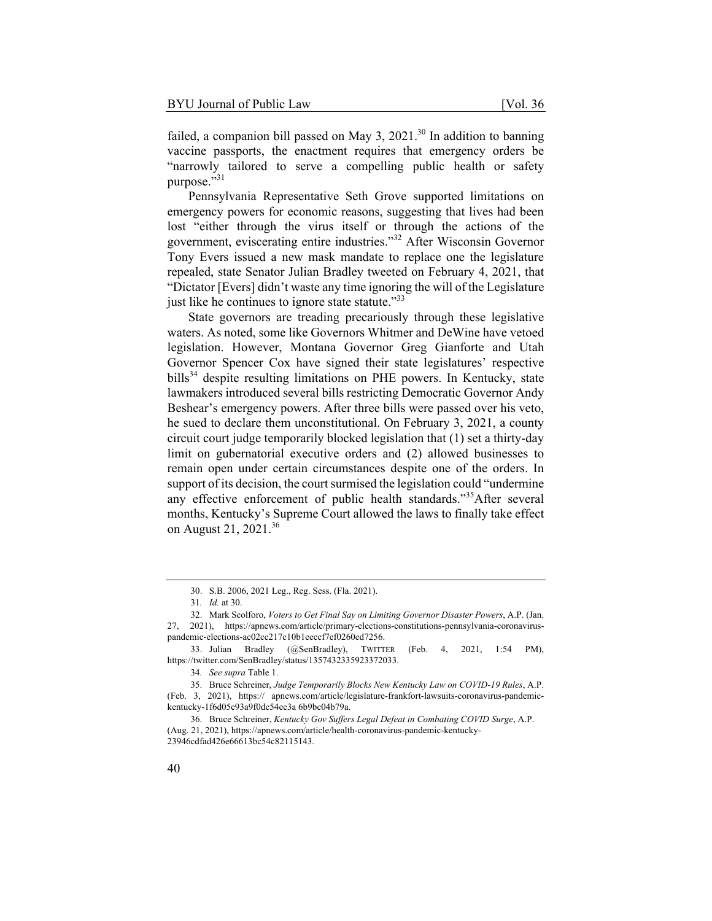failed, a companion bill passed on May 3, 2021.[30] In addition to banning vaccine passports, the enactment requires that emergency orders be "narrowly tailored to serve a compelling public health or safety purpose."[31]

Pennsylvania Representative Seth Grove supported limitations on emergency powers for economic reasons, suggesting that lives had been lost "either through the virus itself or through the actions of the government, eviscerating entire industries."[32] After Wisconsin Governor Tony Evers issued a new mask mandate to replace one the legislature repealed, state Senator Julian Bradley tweeted on February 4, 2021, that "Dictator [Evers] didn't waste any time ignoring the will of the Legislature just like he continues to ignore state statute."[33]

State governors are treading precariously through these legislative waters. As noted, some like Governors Whitmer and DeWine have vetoed legislation. However, Montana Governor Greg Gianforte and Utah Governor Spencer Cox have signed their state legislatures' respective bills[34] despite resulting limitations on PHE powers. In Kentucky, state lawmakers introduced several bills restricting Democratic Governor Andy Beshear's emergency powers. After three bills were passed over his veto, he sued to declare them unconstitutional. On February 3, 2021, a county circuit court judge temporarily blocked legislation that (1) set a thirty-day limit on gubernatorial executive orders and (2) allowed businesses to remain open under certain circumstances despite one of the orders. In support of its decision, the court surmised the legislation could "undermine any effective enforcement of public health standards."[35] After several months, Kentucky's Supreme Court allowed the laws to finally take effect on August 21, 2021.[36]

---

30. S.B. 2006, 2021 Leg., Reg. Sess. (Fla. 2021).

31. *Id.* at 30.

32. Mark Scolforo, *Voters to Get Final Say on Limiting Governor Disaster Powers*, A.P. (Jan. 27, 2021), https://apnews.com/article/primary-elections-constitutions-pennsylvania-coronavirus-pandemic-elections-ac02cc217c10b1eeccf7ef0260ed7256.

33. Julian Bradley (@SenBradley), TWITTER (Feb. 4, 2021, 1:54 PM), https://twitter.com/SenBradley/status/1357432335923372033.

34. *See supra* Table 1.

35. Bruce Schreiner, *Judge Temporarily Blocks New Kentucky Law on COVID-19 Rules*, A.P. (Feb. 3, 2021), https:// apnews.com/article/legislature-frankfort-lawsuits-coronavirus-pandemic-kentucky-1f6d05c93a9f0dc54ec3a 6b9bc04b79a.

36. Bruce Schreiner, *Kentucky Gov Suffers Legal Defeat in Combating COVID Surge*, A.P. (Aug. 21, 2021), https://apnews.com/article/health-coronavirus-pandemic-kentucky-23946cdfad426e66613bc54c82115143.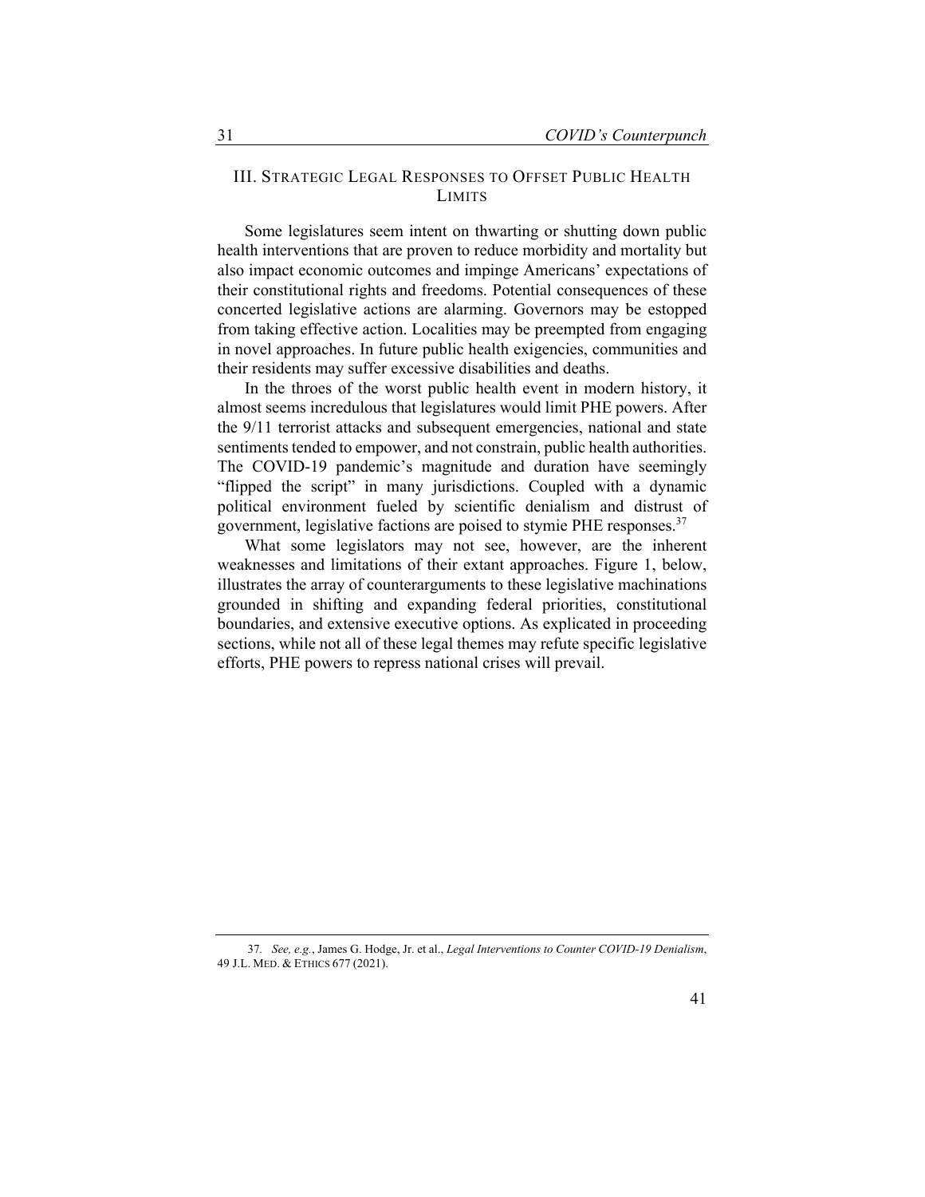## III. Strategic Legal Responses to Offset Public Health Limits

Some legislatures seem intent on thwarting or shutting down public health interventions that are proven to reduce morbidity and mortality but also impact economic outcomes and impinge Americans' expectations of their constitutional rights and freedoms. Potential consequences of these concerted legislative actions are alarming. Governors may be estopped from taking effective action. Localities may be preempted from engaging in novel approaches. In future public health exigencies, communities and their residents may suffer excessive disabilities and deaths.

In the throes of the worst public health event in modern history, it almost seems incredulous that legislatures would limit PHE powers. After the 9/11 terrorist attacks and subsequent emergencies, national and state sentiments tended to empower, and not constrain, public health authorities. The COVID-19 pandemic's magnitude and duration have seemingly "flipped the script" in many jurisdictions. Coupled with a dynamic political environment fueled by scientific denialism and distrust of government, legislative factions are poised to stymie PHE responses.[37]

What some legislators may not see, however, are the inherent weaknesses and limitations of their extant approaches. Figure 1, below, illustrates the array of counterarguments to these legislative machinations grounded in shifting and expanding federal priorities, constitutional boundaries, and extensive executive options. As explicated in proceeding sections, while not all of these legal themes may refute specific legislative efforts, PHE powers to repress national crises will prevail.

---

37. *See, e.g.*, James G. Hodge, Jr. et al., *Legal Interventions to Counter COVID-19 Denialism*, 49 J.L. MED. & ETHICS 677 (2021).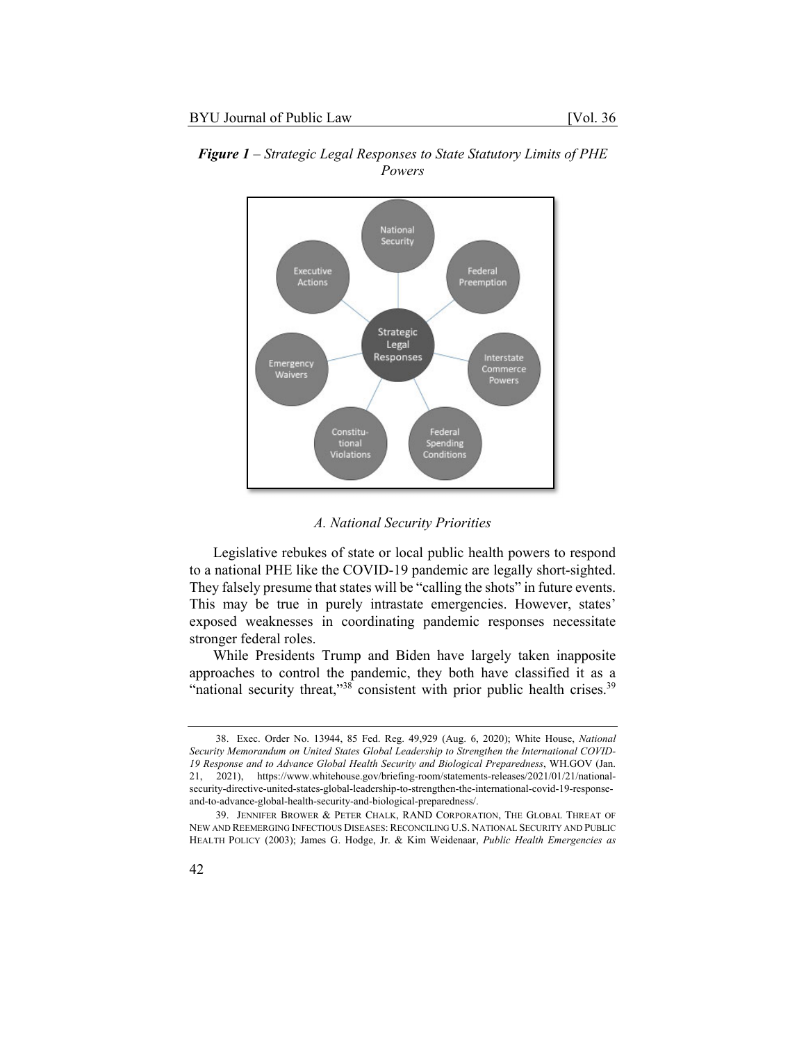***Figure 1*** *– Strategic Legal Responses to State Statutory Limits of PHE Powers*

Strategic Legal Responses

- National Security
- Federal Preemption
- Interstate Commerce Powers
- Federal Spending Conditions
- Constitutional Violations
- Emergency Waivers
- Executive Actions

### *A. National Security Priorities*

Legislative rebukes of state or local public health powers to respond to a national PHE like the COVID-19 pandemic are legally short-sighted. They falsely presume that states will be "calling the shots" in future events. This may be true in purely intrastate emergencies. However, states' exposed weaknesses in coordinating pandemic responses necessitate stronger federal roles.

While Presidents Trump and Biden have largely taken inapposite approaches to control the pandemic, they both have classified it as a "national security threat,"[38] consistent with prior public health crises.[39]

---

38. Exec. Order No. 13944, 85 Fed. Reg. 49,929 (Aug. 6, 2020); White House, *National Security Memorandum on United States Global Leadership to Strengthen the International COVID-19 Response and to Advance Global Health Security and Biological Preparedness*, WH.GOV (Jan. 21, 2021), https://www.whitehouse.gov/briefing-room/statements-releases/2021/01/21/national-security-directive-united-states-global-leadership-to-strengthen-the-international-covid-19-response-and-to-advance-global-health-security-and-biological-preparedness/.

39. JENNIFER BROWER & PETER CHALK, RAND CORPORATION, THE GLOBAL THREAT OF NEW AND REEMERGING INFECTIOUS DISEASES: RECONCILING U.S. NATIONAL SECURITY AND PUBLIC HEALTH POLICY (2003); James G. Hodge, Jr. & Kim Weidenaar, *Public Health Emergencies as*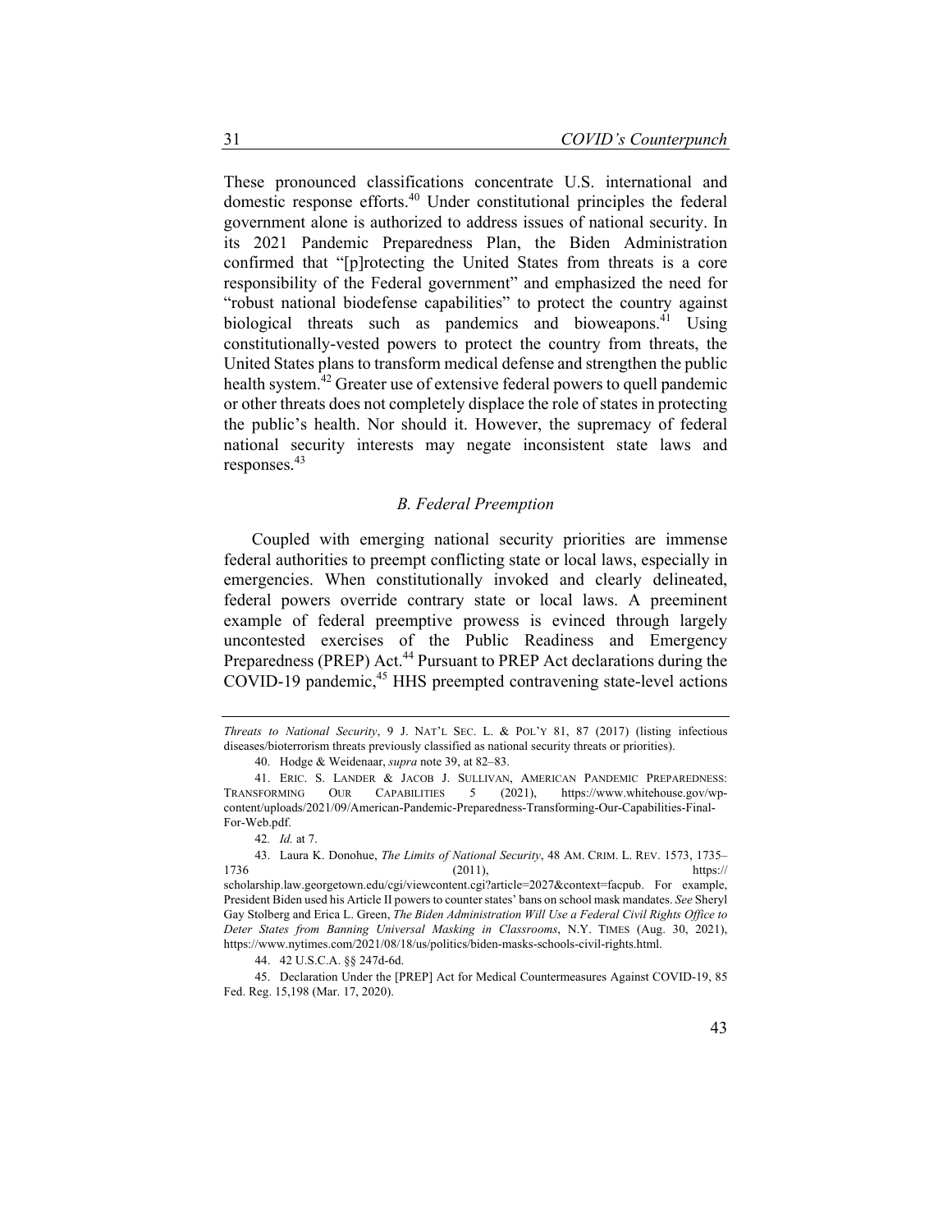These pronounced classifications concentrate U.S. international and domestic response efforts.[40] Under constitutional principles the federal government alone is authorized to address issues of national security. In its 2021 Pandemic Preparedness Plan, the Biden Administration confirmed that "[p]rotecting the United States from threats is a core responsibility of the Federal government" and emphasized the need for "robust national biodefense capabilities" to protect the country against biological threats such as pandemics and bioweapons.[41] Using constitutionally-vested powers to protect the country from threats, the United States plans to transform medical defense and strengthen the public health system.[42] Greater use of extensive federal powers to quell pandemic or other threats does not completely displace the role of states in protecting the public's health. Nor should it. However, the supremacy of federal national security interests may negate inconsistent state laws and responses.[43]

### *B. Federal Preemption*

Coupled with emerging national security priorities are immense federal authorities to preempt conflicting state or local laws, especially in emergencies. When constitutionally invoked and clearly delineated, federal powers override contrary state or local laws. A preeminent example of federal preemptive prowess is evinced through largely uncontested exercises of the Public Readiness and Emergency Preparedness (PREP) Act.[44] Pursuant to PREP Act declarations during the COVID-19 pandemic,[45] HHS preempted contravening state-level actions

---

*Threats to National Security*, 9 J. NAT'L SEC. L. & POL'Y 81, 87 (2017) (listing infectious diseases/bioterrorism threats previously classified as national security threats or priorities).

40. Hodge & Weidenaar, *supra* note 39, at 82–83.

41. ERIC. S. LANDER & JACOB J. SULLIVAN, AMERICAN PANDEMIC PREPAREDNESS: TRANSFORMING OUR CAPABILITIES 5 (2021), https://www.whitehouse.gov/wp-content/uploads/2021/09/American-Pandemic-Preparedness-Transforming-Our-Capabilities-Final-For-Web.pdf.

42. *Id.* at 7.

43. Laura K. Donohue, *The Limits of National Security*, 48 AM. CRIM. L. REV. 1573, 1735–1736 (2011), https://scholarship.law.georgetown.edu/cgi/viewcontent.cgi?article=2027&context=facpub. For example, President Biden used his Article II powers to counter states' bans on school mask mandates. *See* Sheryl Gay Stolberg and Erica L. Green, *The Biden Administration Will Use a Federal Civil Rights Office to Deter States from Banning Universal Masking in Classrooms*, N.Y. TIMES (Aug. 30, 2021), https://www.nytimes.com/2021/08/18/us/politics/biden-masks-schools-civil-rights.html.

44. 42 U.S.C.A. §§ 247d-6d.

45. Declaration Under the [PREP] Act for Medical Countermeasures Against COVID-19, 85 Fed. Reg. 15,198 (Mar. 17, 2020).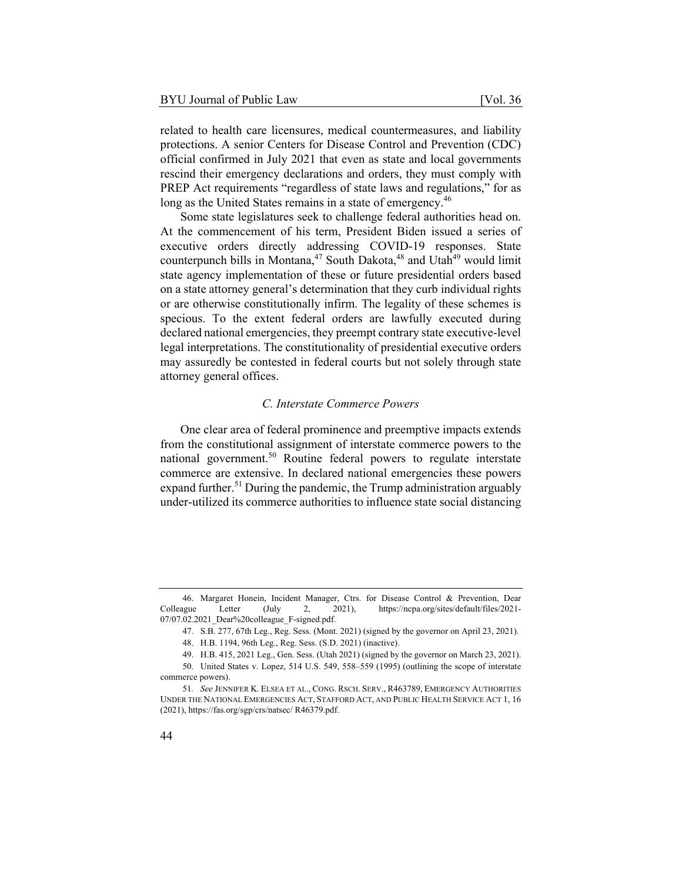related to health care licensures, medical countermeasures, and liability protections. A senior Centers for Disease Control and Prevention (CDC) official confirmed in July 2021 that even as state and local governments rescind their emergency declarations and orders, they must comply with PREP Act requirements "regardless of state laws and regulations," for as long as the United States remains in a state of emergency.[46]

Some state legislatures seek to challenge federal authorities head on. At the commencement of his term, President Biden issued a series of executive orders directly addressing COVID-19 responses. State counterpunch bills in Montana,[47] South Dakota,[48] and Utah[49] would limit state agency implementation of these or future presidential orders based on a state attorney general's determination that they curb individual rights or are otherwise constitutionally infirm. The legality of these schemes is specious. To the extent federal orders are lawfully executed during declared national emergencies, they preempt contrary state executive-level legal interpretations. The constitutionality of presidential executive orders may assuredly be contested in federal courts but not solely through state attorney general offices.

### *C. Interstate Commerce Powers*

One clear area of federal prominence and preemptive impacts extends from the constitutional assignment of interstate commerce powers to the national government.[50] Routine federal powers to regulate interstate commerce are extensive. In declared national emergencies these powers expand further.[51] During the pandemic, the Trump administration arguably under-utilized its commerce authorities to influence state social distancing

---

46. Margaret Honein, Incident Manager, Ctrs. for Disease Control & Prevention, Dear Colleague Letter (July 2, 2021), https://ncpa.org/sites/default/files/2021-07/07.02.2021_Dear%20colleague_F-signed.pdf.

47. S.B. 277, 67th Leg., Reg. Sess. (Mont. 2021) (signed by the governor on April 23, 2021).

48. H.B. 1194, 96th Leg., Reg. Sess. (S.D. 2021) (inactive).

49. H.B. 415, 2021 Leg., Gen. Sess. (Utah 2021) (signed by the governor on March 23, 2021).

50. United States v. Lopez, 514 U.S. 549, 558–559 (1995) (outlining the scope of interstate commerce powers).

51. *See* JENNIFER K. ELSEA ET AL., CONG. RSCH. SERV., R463789, EMERGENCY AUTHORITIES UNDER THE NATIONAL EMERGENCIES ACT, STAFFORD ACT, AND PUBLIC HEALTH SERVICE ACT 1, 16 (2021), https://fas.org/sgp/crs/natsec/ R46379.pdf.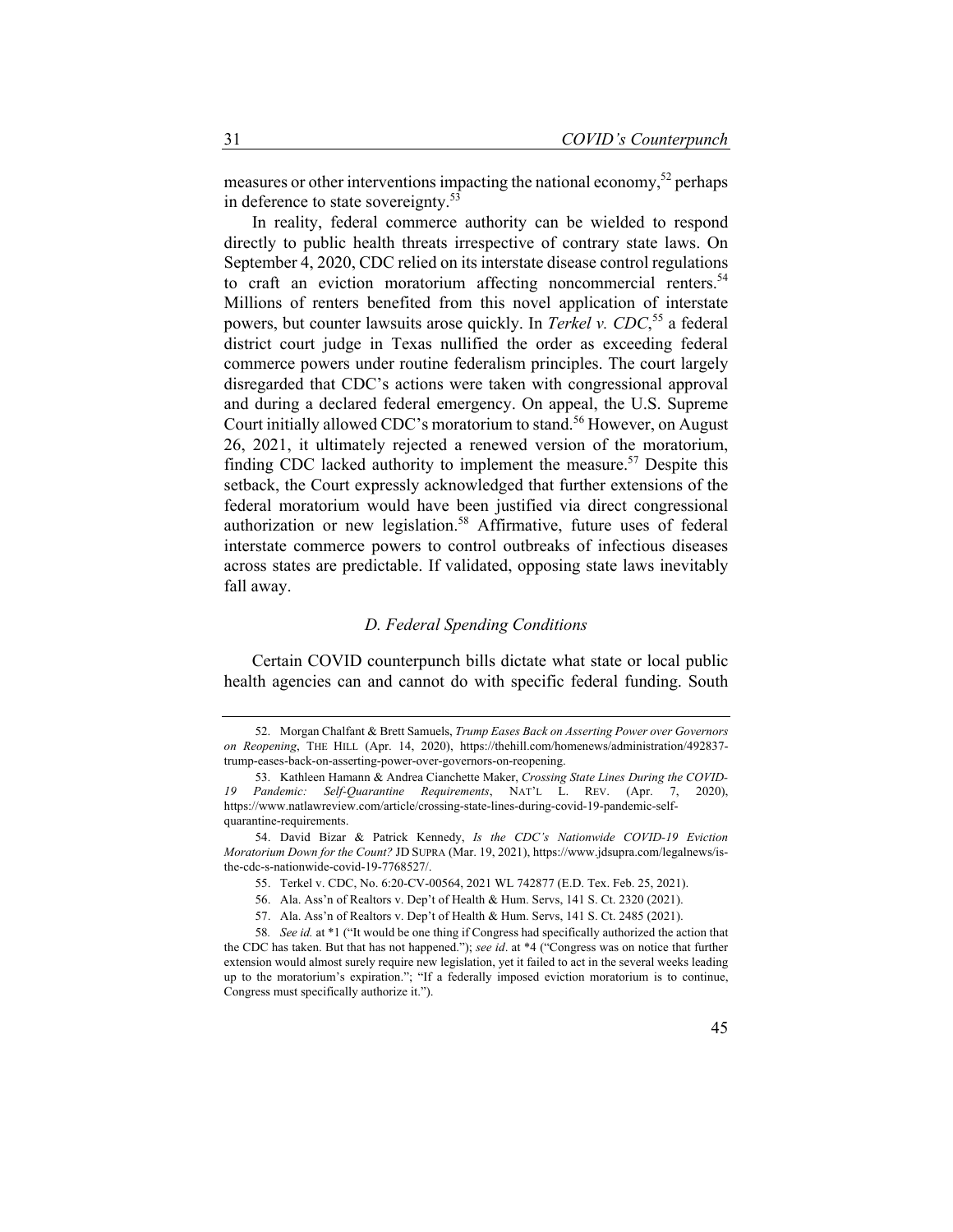measures or other interventions impacting the national economy,[52] perhaps in deference to state sovereignty.[53]

In reality, federal commerce authority can be wielded to respond directly to public health threats irrespective of contrary state laws. On September 4, 2020, CDC relied on its interstate disease control regulations to craft an eviction moratorium affecting noncommercial renters.[54] Millions of renters benefited from this novel application of interstate powers, but counter lawsuits arose quickly. In *Terkel v. CDC*,[55] a federal district court judge in Texas nullified the order as exceeding federal commerce powers under routine federalism principles. The court largely disregarded that CDC's actions were taken with congressional approval and during a declared federal emergency. On appeal, the U.S. Supreme Court initially allowed CDC's moratorium to stand.[56] However, on August 26, 2021, it ultimately rejected a renewed version of the moratorium, finding CDC lacked authority to implement the measure.[57] Despite this setback, the Court expressly acknowledged that further extensions of the federal moratorium would have been justified via direct congressional authorization or new legislation.[58] Affirmative, future uses of federal interstate commerce powers to control outbreaks of infectious diseases across states are predictable. If validated, opposing state laws inevitably fall away.

### *D. Federal Spending Conditions*

Certain COVID counterpunch bills dictate what state or local public health agencies can and cannot do with specific federal funding. South

---

52. Morgan Chalfant & Brett Samuels, *Trump Eases Back on Asserting Power over Governors on Reopening*, THE HILL (Apr. 14, 2020), https://thehill.com/homenews/administration/492837-trump-eases-back-on-asserting-power-over-governors-on-reopening.

53. Kathleen Hamann & Andrea Cianchette Maker, *Crossing State Lines During the COVID-19 Pandemic: Self-Quarantine Requirements*, NAT'L L. REV. (Apr. 7, 2020), https://www.natlawreview.com/article/crossing-state-lines-during-covid-19-pandemic-self-quarantine-requirements.

54. David Bizar & Patrick Kennedy, *Is the CDC's Nationwide COVID-19 Eviction Moratorium Down for the Count?* JD SUPRA (Mar. 19, 2021), https://www.jdsupra.com/legalnews/is-the-cdc-s-nationwide-covid-19-7768527/.

55. Terkel v. CDC, No. 6:20-CV-00564, 2021 WL 742877 (E.D. Tex. Feb. 25, 2021).

56. Ala. Ass'n of Realtors v. Dep't of Health & Hum. Servs, 141 S. Ct. 2320 (2021).

57. Ala. Ass'n of Realtors v. Dep't of Health & Hum. Servs, 141 S. Ct. 2485 (2021).

58. *See id.* at \*1 ("It would be one thing if Congress had specifically authorized the action that the CDC has taken. But that has not happened."); *see id*. at \*4 ("Congress was on notice that further extension would almost surely require new legislation, yet it failed to act in the several weeks leading up to the moratorium's expiration."; "If a federally imposed eviction moratorium is to continue, Congress must specifically authorize it.").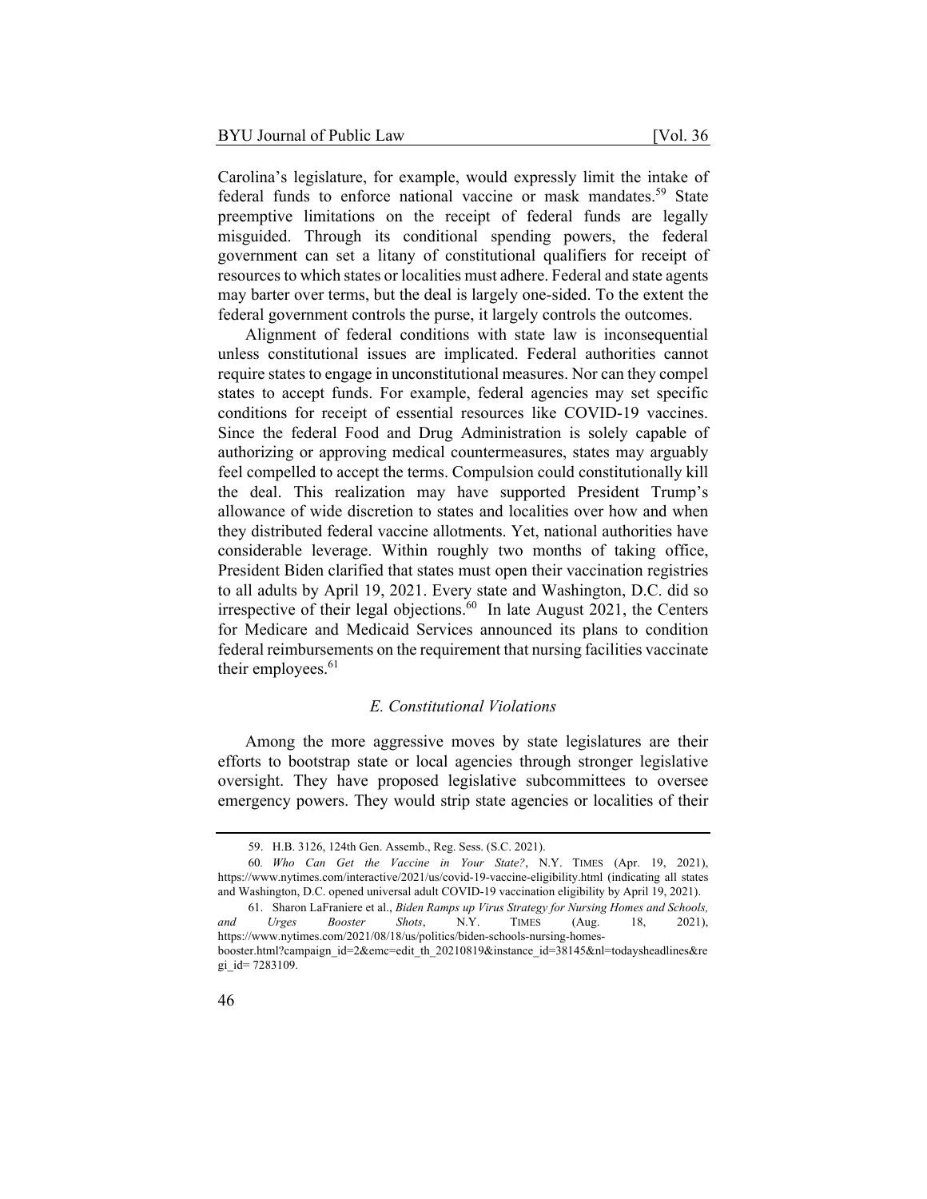Carolina's legislature, for example, would expressly limit the intake of federal funds to enforce national vaccine or mask mandates.[59] State preemptive limitations on the receipt of federal funds are legally misguided. Through its conditional spending powers, the federal government can set a litany of constitutional qualifiers for receipt of resources to which states or localities must adhere. Federal and state agents may barter over terms, but the deal is largely one-sided. To the extent the federal government controls the purse, it largely controls the outcomes.

Alignment of federal conditions with state law is inconsequential unless constitutional issues are implicated. Federal authorities cannot require states to engage in unconstitutional measures. Nor can they compel states to accept funds. For example, federal agencies may set specific conditions for receipt of essential resources like COVID-19 vaccines. Since the federal Food and Drug Administration is solely capable of authorizing or approving medical countermeasures, states may arguably feel compelled to accept the terms. Compulsion could constitutionally kill the deal. This realization may have supported President Trump's allowance of wide discretion to states and localities over how and when they distributed federal vaccine allotments. Yet, national authorities have considerable leverage. Within roughly two months of taking office, President Biden clarified that states must open their vaccination registries to all adults by April 19, 2021. Every state and Washington, D.C. did so irrespective of their legal objections.[60] In late August 2021, the Centers for Medicare and Medicaid Services announced its plans to condition federal reimbursements on the requirement that nursing facilities vaccinate their employees.[61]

### *E. Constitutional Violations*

Among the more aggressive moves by state legislatures are their efforts to bootstrap state or local agencies through stronger legislative oversight. They have proposed legislative subcommittees to oversee emergency powers. They would strip state agencies or localities of their

---

59. H.B. 3126, 124th Gen. Assemb., Reg. Sess. (S.C. 2021).

60. *Who Can Get the Vaccine in Your State?*, N.Y. TIMES (Apr. 19, 2021), https://www.nytimes.com/interactive/2021/us/covid-19-vaccine-eligibility.html (indicating all states and Washington, D.C. opened universal adult COVID-19 vaccination eligibility by April 19, 2021).

61. Sharon LaFraniere et al., *Biden Ramps up Virus Strategy for Nursing Homes and Schools, and Urges Booster Shots*, N.Y. TIMES (Aug. 18, 2021), https://www.nytimes.com/2021/08/18/us/politics/biden-schools-nursing-homes-booster.html?campaign_id=2&emc=edit_th_20210819&instance_id=38145&nl=todaysheadlines&regi_id= 7283109.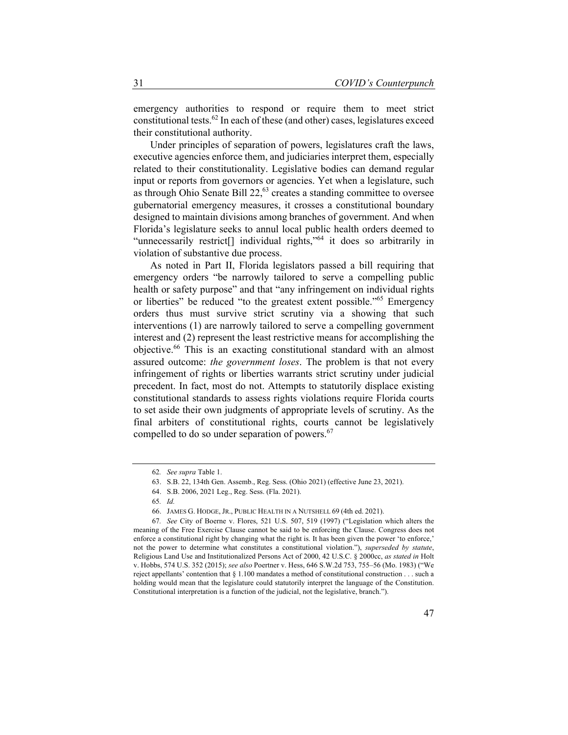emergency authorities to respond or require them to meet strict constitutional tests.[62] In each of these (and other) cases, legislatures exceed their constitutional authority.

Under principles of separation of powers, legislatures craft the laws, executive agencies enforce them, and judiciaries interpret them, especially related to their constitutionality. Legislative bodies can demand regular input or reports from governors or agencies. Yet when a legislature, such as through Ohio Senate Bill 22,[63] creates a standing committee to oversee gubernatorial emergency measures, it crosses a constitutional boundary designed to maintain divisions among branches of government. And when Florida's legislature seeks to annul local public health orders deemed to "unnecessarily restrict[] individual rights,"[64] it does so arbitrarily in violation of substantive due process.

As noted in Part II, Florida legislators passed a bill requiring that emergency orders "be narrowly tailored to serve a compelling public health or safety purpose" and that "any infringement on individual rights or liberties" be reduced "to the greatest extent possible."[65] Emergency orders thus must survive strict scrutiny via a showing that such interventions (1) are narrowly tailored to serve a compelling government interest and (2) represent the least restrictive means for accomplishing the objective.[66] This is an exacting constitutional standard with an almost assured outcome: *the government loses*. The problem is that not every infringement of rights or liberties warrants strict scrutiny under judicial precedent. In fact, most do not. Attempts to statutorily displace existing constitutional standards to assess rights violations require Florida courts to set aside their own judgments of appropriate levels of scrutiny. As the final arbiters of constitutional rights, courts cannot be legislatively compelled to do so under separation of powers.[67]

---

62. *See supra* Table 1.

63. S.B. 22, 134th Gen. Assemb., Reg. Sess. (Ohio 2021) (effective June 23, 2021).

64. S.B. 2006, 2021 Leg., Reg. Sess. (Fla. 2021).

65. *Id.*

66. JAMES G. HODGE, JR., PUBLIC HEALTH IN A NUTSHELL 69 (4th ed. 2021).

67. *See* City of Boerne v. Flores, 521 U.S. 507, 519 (1997) ("Legislation which alters the meaning of the Free Exercise Clause cannot be said to be enforcing the Clause. Congress does not enforce a constitutional right by changing what the right is. It has been given the power 'to enforce,' not the power to determine what constitutes a constitutional violation."), *superseded by statute*, Religious Land Use and Institutionalized Persons Act of 2000, 42 U.S.C. § 2000cc, *as stated in* Holt v. Hobbs, 574 U.S. 352 (2015); *see also* Poertner v. Hess, 646 S.W.2d 753, 755–56 (Mo. 1983) ("We reject appellants' contention that § 1.100 mandates a method of constitutional construction . . . such a holding would mean that the legislature could statutorily interpret the language of the Constitution. Constitutional interpretation is a function of the judicial, not the legislative, branch.").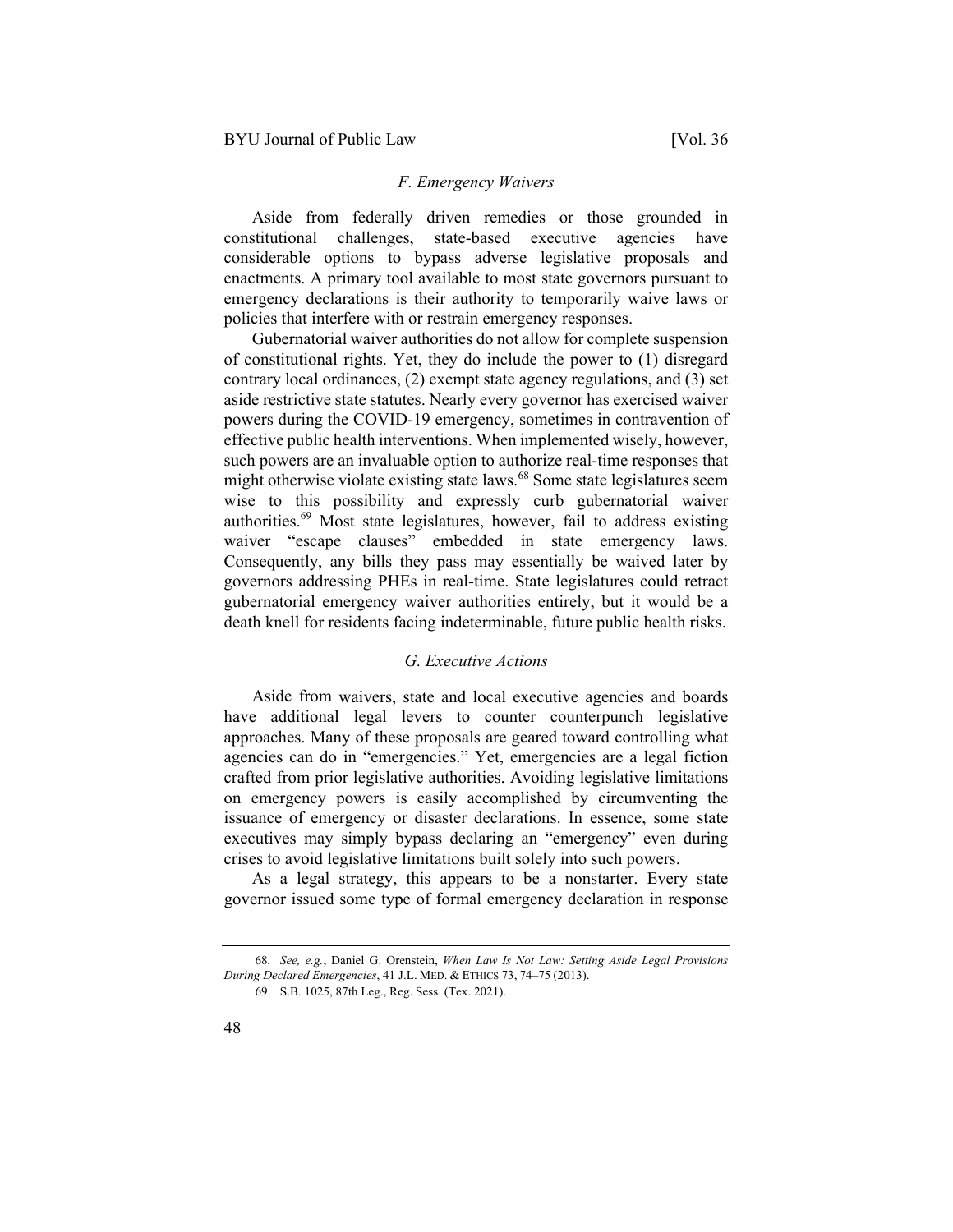### *F. Emergency Waivers*

Aside from federally driven remedies or those grounded in constitutional challenges, state-based executive agencies have considerable options to bypass adverse legislative proposals and enactments. A primary tool available to most state governors pursuant to emergency declarations is their authority to temporarily waive laws or policies that interfere with or restrain emergency responses.

Gubernatorial waiver authorities do not allow for complete suspension of constitutional rights. Yet, they do include the power to (1) disregard contrary local ordinances, (2) exempt state agency regulations, and (3) set aside restrictive state statutes. Nearly every governor has exercised waiver powers during the COVID-19 emergency, sometimes in contravention of effective public health interventions. When implemented wisely, however, such powers are an invaluable option to authorize real-time responses that might otherwise violate existing state laws.[68] Some state legislatures seem wise to this possibility and expressly curb gubernatorial waiver authorities.[69] Most state legislatures, however, fail to address existing waiver "escape clauses" embedded in state emergency laws. Consequently, any bills they pass may essentially be waived later by governors addressing PHEs in real-time. State legislatures could retract gubernatorial emergency waiver authorities entirely, but it would be a death knell for residents facing indeterminable, future public health risks.

### *G. Executive Actions*

Aside from waivers, state and local executive agencies and boards have additional legal levers to counter counterpunch legislative approaches. Many of these proposals are geared toward controlling what agencies can do in "emergencies." Yet, emergencies are a legal fiction crafted from prior legislative authorities. Avoiding legislative limitations on emergency powers is easily accomplished by circumventing the issuance of emergency or disaster declarations. In essence, some state executives may simply bypass declaring an "emergency" even during crises to avoid legislative limitations built solely into such powers.

As a legal strategy, this appears to be a nonstarter. Every state governor issued some type of formal emergency declaration in response

---

68. *See, e.g.*, Daniel G. Orenstein, *When Law Is Not Law: Setting Aside Legal Provisions During Declared Emergencies*, 41 J.L. MED. & ETHICS 73, 74–75 (2013).

69. S.B. 1025, 87th Leg., Reg. Sess. (Tex. 2021).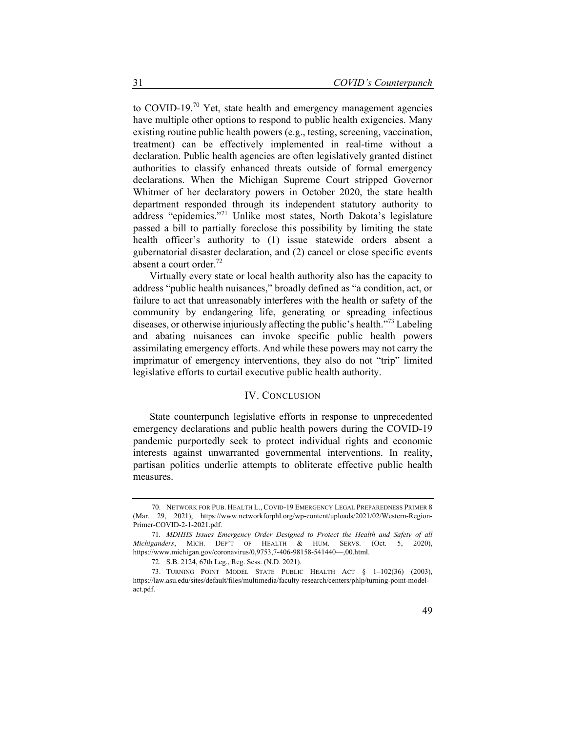to COVID-19.[70] Yet, state health and emergency management agencies have multiple other options to respond to public health exigencies. Many existing routine public health powers (e.g., testing, screening, vaccination, treatment) can be effectively implemented in real-time without a declaration. Public health agencies are often legislatively granted distinct authorities to classify enhanced threats outside of formal emergency declarations. When the Michigan Supreme Court stripped Governor Whitmer of her declaratory powers in October 2020, the state health department responded through its independent statutory authority to address "epidemics."[71] Unlike most states, North Dakota's legislature passed a bill to partially foreclose this possibility by limiting the state health officer's authority to (1) issue statewide orders absent a gubernatorial disaster declaration, and (2) cancel or close specific events absent a court order.[72]

Virtually every state or local health authority also has the capacity to address "public health nuisances," broadly defined as "a condition, act, or failure to act that unreasonably interferes with the health or safety of the community by endangering life, generating or spreading infectious diseases, or otherwise injuriously affecting the public's health."[73] Labeling and abating nuisances can invoke specific public health powers assimilating emergency efforts. And while these powers may not carry the imprimatur of emergency interventions, they also do not "trip" limited legislative efforts to curtail executive public health authority.

## IV. CONCLUSION

State counterpunch legislative efforts in response to unprecedented emergency declarations and public health powers during the COVID-19 pandemic purportedly seek to protect individual rights and economic interests against unwarranted governmental interventions. In reality, partisan politics underlie attempts to obliterate effective public health measures.

---

70. NETWORK FOR PUB. HEALTH L., COVID-19 EMERGENCY LEGAL PREPAREDNESS PRIMER 8 (Mar. 29, 2021), https://www.networkforphl.org/wp-content/uploads/2021/02/Western-Region-Primer-COVID-2-1-2021.pdf.

71. *MDHHS Issues Emergency Order Designed to Protect the Health and Safety of all Michiganders*, MICH. DEP'T OF HEALTH & HUM. SERVS. (Oct. 5, 2020), https://www.michigan.gov/coronavirus/0,9753,7-406-98158-541440—,00.html.

72. S.B. 2124, 67th Leg., Reg. Sess. (N.D. 2021).

73. TURNING POINT MODEL STATE PUBLIC HEALTH ACT § 1–102(36) (2003), https://law.asu.edu/sites/default/files/multimedia/faculty-research/centers/phlp/turning-point-model-act.pdf.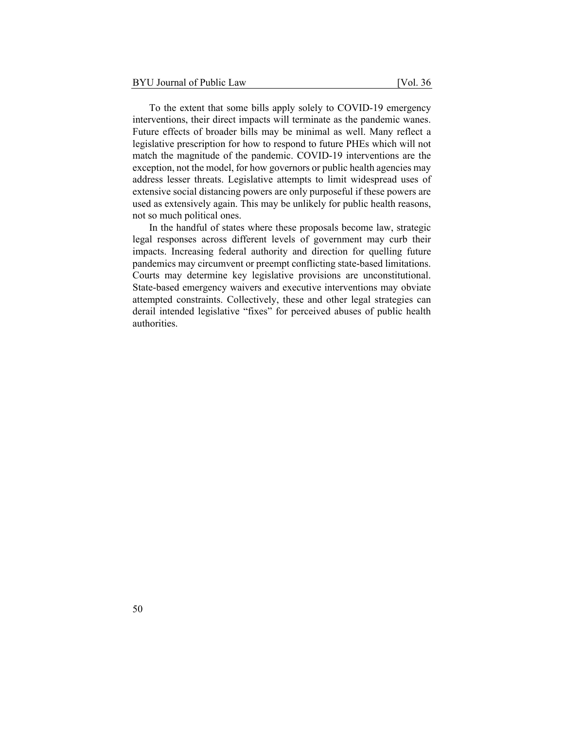To the extent that some bills apply solely to COVID-19 emergency interventions, their direct impacts will terminate as the pandemic wanes. Future effects of broader bills may be minimal as well. Many reflect a legislative prescription for how to respond to future PHEs which will not match the magnitude of the pandemic. COVID-19 interventions are the exception, not the model, for how governors or public health agencies may address lesser threats. Legislative attempts to limit widespread uses of extensive social distancing powers are only purposeful if these powers are used as extensively again. This may be unlikely for public health reasons, not so much political ones.

In the handful of states where these proposals become law, strategic legal responses across different levels of government may curb their impacts. Increasing federal authority and direction for quelling future pandemics may circumvent or preempt conflicting state-based limitations. Courts may determine key legislative provisions are unconstitutional. State-based emergency waivers and executive interventions may obviate attempted constraints. Collectively, these and other legal strategies can derail intended legislative "fixes" for perceived abuses of public health authorities.